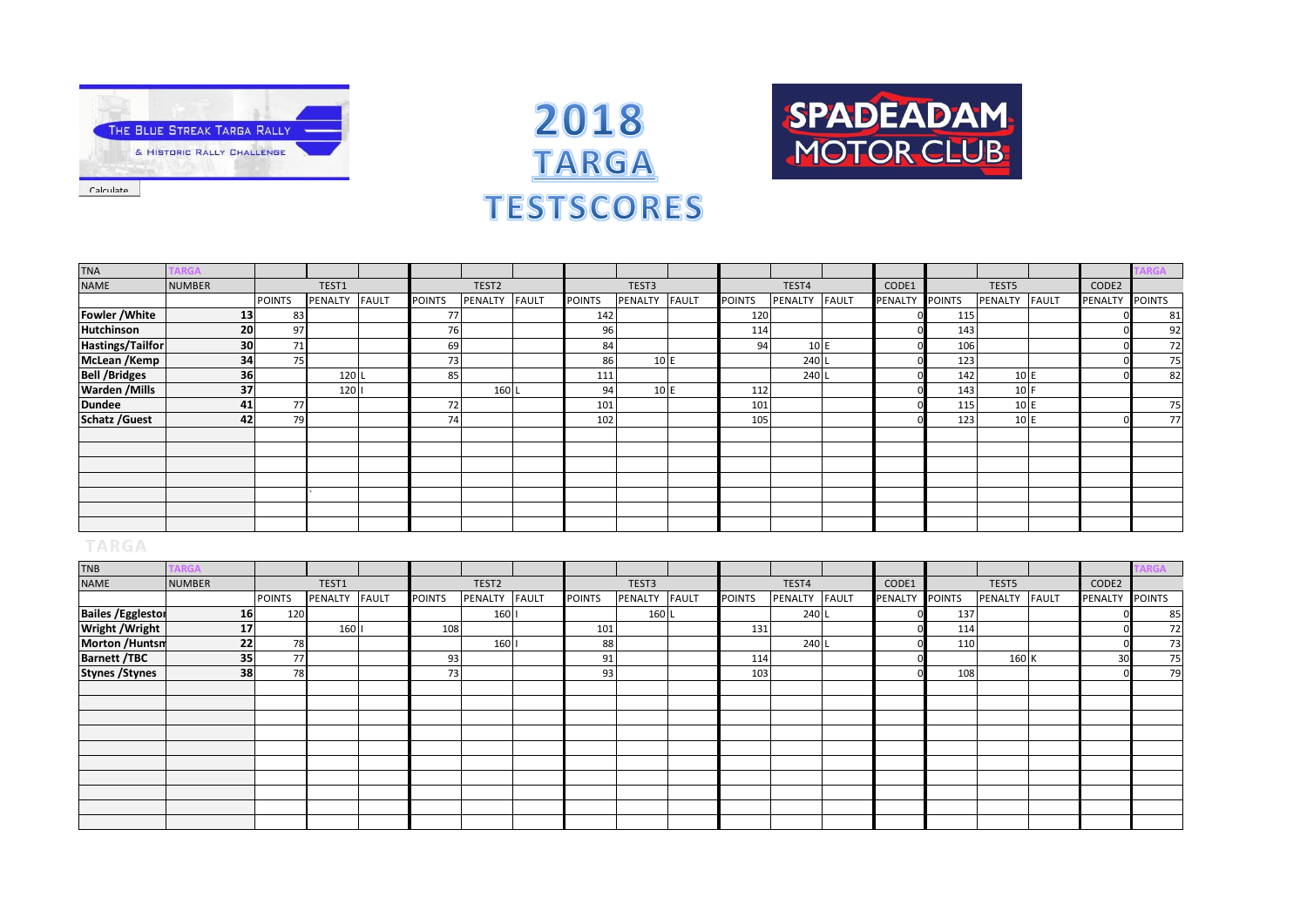THE BLUE STREAK TARGA RALLY
& HISTORIC RALLY CHALLENGE

Calculate

# 2018 TARGA TESTSCORES

SPADEADAM MOTOR CLUB

| TNA | TARGA | | | | | | | | | | | | | | | | | | TARGA |
|---|---|---|---|---|---|---|---|---|---|---|---|---|---|---|---|---|---|---|---|
| NAME | NUMBER | | TEST1 | | | TEST2 | | | TEST3 | | | TEST4 | | CODE1 | | TEST5 | | CODE2 | |
| | | POINTS | PENALTY | FAULT | POINTS | PENALTY | FAULT | POINTS | PENALTY | FAULT | POINTS | PENALTY | FAULT | PENALTY | POINTS | PENALTY | FAULT | PENALTY | POINTS |
| **Fowler /White** | **13** | 83 | | | 77 | | | 142 | | | 120 | | | 0 | 115 | | | 0 | 81 |
| **Hutchinson** | **20** | 97 | | | 76 | | | 96 | | | 114 | | | 0 | 143 | | | 0 | 92 |
| **Hastings/Tailfor** | **30** | 71 | | | 69 | | | 84 | | | 94 | 10 | E | 0 | 106 | | | 0 | 72 |
| **McLean /Kemp** | **34** | 75 | | | 73 | | | 86 | 10 | E | | 240 | L | 0 | 123 | | | 0 | 75 |
| **Bell /Bridges** | **36** | | 120 | L | 85 | | | 111 | | | | 240 | L | 0 | 142 | 10 | E | 0 | 82 |
| **Warden /Mills** | **37** | | 120 | I | | 160 | L | 94 | 10 | E | 112 | | | 0 | 143 | 10 | F | | |
| **Dundee** | **41** | 77 | | | 72 | | | 101 | | | 101 | | | 0 | 115 | 10 | E | | 75 |
| **Schatz /Guest** | **42** | 79 | | | 74 | | | 102 | | | 105 | | | 0 | 123 | 10 | E | 0 | 77 |

TARGA

| TNB | TARGA | | | | | | | | | | | | | | | | | | TARGA |
|---|---|---|---|---|---|---|---|---|---|---|---|---|---|---|---|---|---|---|---|
| NAME | NUMBER | | TEST1 | | | TEST2 | | | TEST3 | | | TEST4 | | CODE1 | | TEST5 | | CODE2 | |
| | | POINTS | PENALTY | FAULT | POINTS | PENALTY | FAULT | POINTS | PENALTY | FAULT | POINTS | PENALTY | FAULT | PENALTY | POINTS | PENALTY | FAULT | PENALTY | POINTS |
| **Bailes /Egglestor** | **16** | 120 | | | | 160 | I | | 160 | L | | 240 | L | 0 | 137 | | | 0 | 85 |
| **Wright /Wright** | **17** | | 160 | I | 108 | | | 101 | | | 131 | | | 0 | 114 | | | 0 | 72 |
| **Morton /Huntsm** | **22** | 78 | | | | 160 | I | 88 | | | | 240 | L | 0 | 110 | | | 0 | 73 |
| **Barnett /TBC** | **35** | 77 | | | 93 | | | 91 | | | 114 | | | 0 | | 160 | K | 30 | 75 |
| **Stynes /Stynes** | **38** | 78 | | | 73 | | | 93 | | | 103 | | | 0 | 108 | | | 0 | 79 |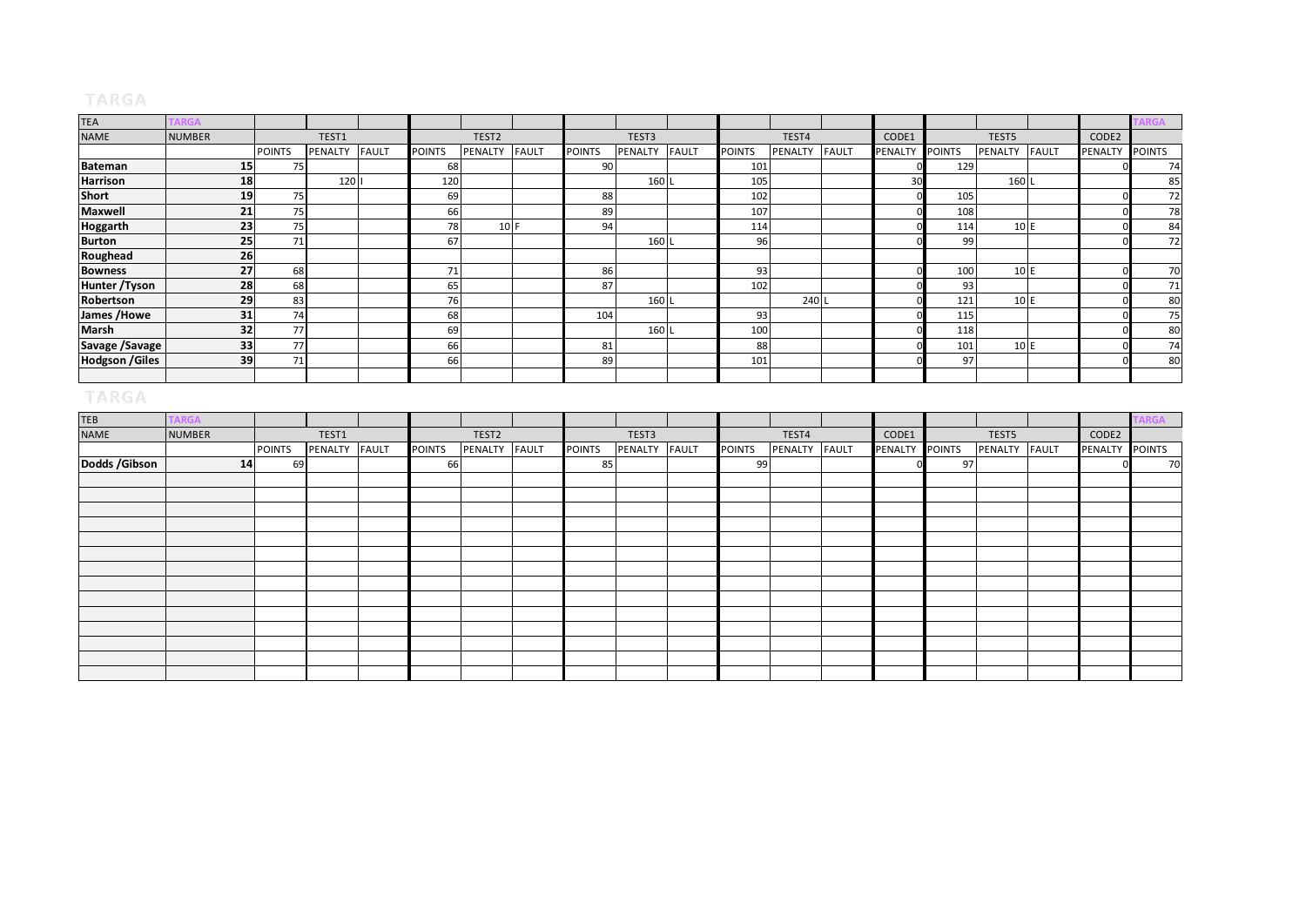TARGA

| TEA | TARGA | | | | | | | | | | | | | | | | | | | TARGA |
|---|---|---|---|---|---|---|---|---|---|---|---|---|---|---|---|---|---|---|---|---|
| NAME | NUMBER | TEST1 | | | TEST2 | | | TEST3 | | | TEST4 | | | CODE1 | TEST5 | | | CODE2 | | |
| | | POINTS | PENALTY | FAULT | POINTS | PENALTY | FAULT | POINTS | PENALTY | FAULT | POINTS | PENALTY | FAULT | PENALTY | POINTS | PENALTY | FAULT | PENALTY | POINTS | |
| **Bateman** | 15 | 75 | | | 68 | | | 90 | | | 101 | | | 0 | 129 | | | 0 | 74 | |
| **Harrison** | 18 | | 120 | I | 120 | | | | 160 | L | 105 | | | 30 | | 160 | L | | 85 | |
| **Short** | 19 | 75 | | | 69 | | | 88 | | | 102 | | | 0 | 105 | | | 0 | 72 | |
| **Maxwell** | 21 | 75 | | | 66 | | | 89 | | | 107 | | | 0 | 108 | | | 0 | 78 | |
| **Hoggarth** | 23 | 75 | | | 78 | 10 | F | 94 | | | 114 | | | 0 | 114 | 10 | E | 0 | 84 | |
| **Burton** | 25 | 71 | | | 67 | | | | 160 | L | 96 | | | 0 | 99 | | | 0 | 72 | |
| **Roughead** | 26 | | | | | | | | | | | | | | | | | | | |
| **Bowness** | 27 | 68 | | | 71 | | | 86 | | | 93 | | | 0 | 100 | 10 | E | 0 | 70 | |
| **Hunter /Tyson** | 28 | 68 | | | 65 | | | 87 | | | 102 | | | 0 | 93 | | | 0 | 71 | |
| **Robertson** | 29 | 83 | | | 76 | | | | 160 | L | | 240 | L | 0 | 121 | 10 | E | 0 | 80 | |
| **James /Howe** | 31 | 74 | | | 68 | | | 104 | | | 93 | | | 0 | 115 | | | 0 | 75 | |
| **Marsh** | 32 | 77 | | | 69 | | | | 160 | L | 100 | | | 0 | 118 | | | 0 | 80 | |
| **Savage /Savage** | 33 | 77 | | | 66 | | | 81 | | | 88 | | | 0 | 101 | 10 | E | 0 | 74 | |
| **Hodgson /Giles** | 39 | 71 | | | 66 | | | 89 | | | 101 | | | 0 | 97 | | | 0 | 80 | |

TARGA

| TEB | TARGA | | | | | | | | | | | | | | | | | | TARGA |
|---|---|---|---|---|---|---|---|---|---|---|---|---|---|---|---|---|---|---|---|
| NAME | NUMBER | TEST1 | | | TEST2 | | | TEST3 | | | TEST4 | | | CODE1 | TEST5 | | | CODE2 | |
| | | POINTS | PENALTY | FAULT | POINTS | PENALTY | FAULT | POINTS | PENALTY | FAULT | POINTS | PENALTY | FAULT | PENALTY | POINTS | PENALTY | FAULT | PENALTY | POINTS |
| **Dodds /Gibson** | 14 | 69 | | | 66 | | | 85 | | | 99 | | | 0 | 97 | | | 0 | 70 |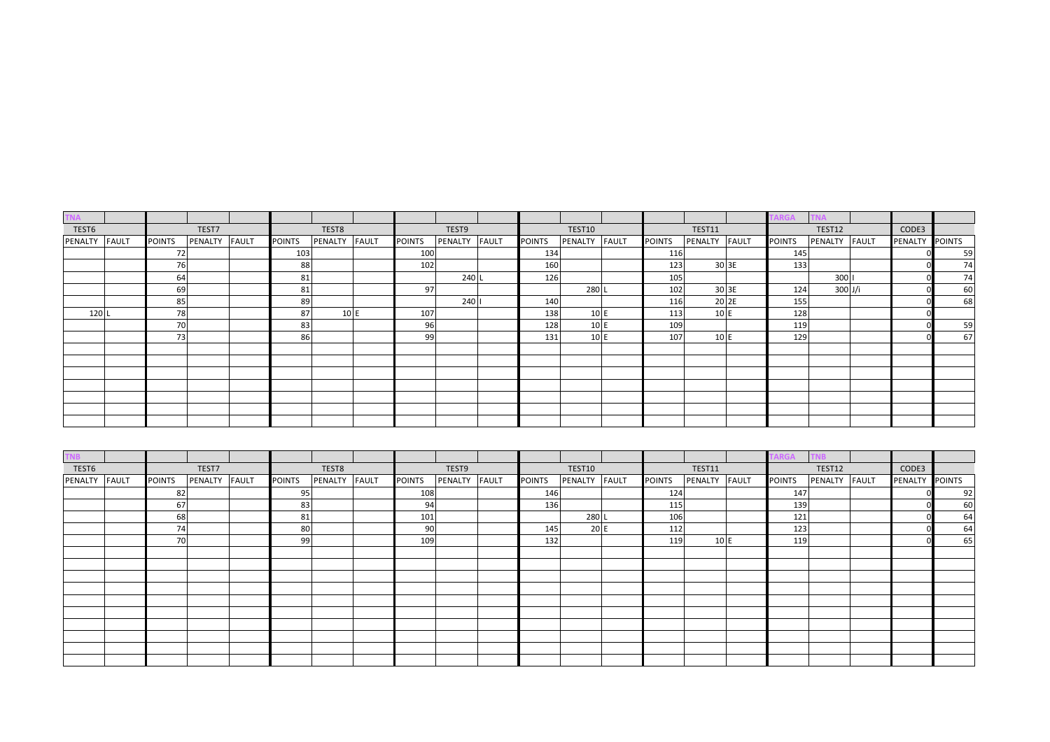| TNA | | | | | | | | | | | | | | | | | | TARGA | TNA | | | |
|---|---|---|---|---|---|---|---|---|---|---|---|---|---|---|---|---|---|---|---|---|---|
| TEST6 | | TEST7 | | | TEST8 | | | TEST9 | | | TEST10 | | | TEST11 | | | TEST12 | | | CODE3 | |
| PENALTY | FAULT | POINTS | PENALTY | FAULT | POINTS | PENALTY | FAULT | POINTS | PENALTY | FAULT | POINTS | PENALTY | FAULT | POINTS | PENALTY | FAULT | POINTS | PENALTY | FAULT | PENALTY | POINTS |
| | | 72 | | | 103 | | | 100 | | | 134 | | | 116 | | | 145 | | | 0 | 59 |
| | | 76 | | | 88 | | | 102 | | | 160 | | | 123 | 30 | 3E | 133 | | | 0 | 74 |
| | | 64 | | | 81 | | | | 240 | L | 126 | | | 105 | | | | 300 | I | 0 | 74 |
| | | 69 | | | 81 | | | 97 | | | | 280 | L | 102 | 30 | 3E | 124 | 300 | J/i | 0 | 60 |
| | | 85 | | | 89 | | | | 240 | I | 140 | | | 116 | 20 | 2E | 155 | | | 0 | 68 |
| 120 | L | 78 | | | 87 | 10 | E | 107 | | | 138 | 10 | E | 113 | 10 | E | 128 | | | 0 | |
| | | 70 | | | 83 | | | 96 | | | 128 | 10 | E | 109 | | | 119 | | | 0 | 59 |
| | | 73 | | | 86 | | | 99 | | | 131 | 10 | E | 107 | 10 | E | 129 | | | 0 | 67 |

| TNB | | | | | | | | | | | | | | | | | | TARGA | TNB | | | |
|---|---|---|---|---|---|---|---|---|---|---|---|---|---|---|---|---|---|---|---|---|---|
| TEST6 | | TEST7 | | | TEST8 | | | TEST9 | | | TEST10 | | | TEST11 | | | TEST12 | | | CODE3 | |
| PENALTY | FAULT | POINTS | PENALTY | FAULT | POINTS | PENALTY | FAULT | POINTS | PENALTY | FAULT | POINTS | PENALTY | FAULT | POINTS | PENALTY | FAULT | POINTS | PENALTY | FAULT | PENALTY | POINTS |
| | | 82 | | | 95 | | | 108 | | | 146 | | | 124 | | | 147 | | | 0 | 92 |
| | | 67 | | | 83 | | | 94 | | | 136 | | | 115 | | | 139 | | | 0 | 60 |
| | | 68 | | | 81 | | | 101 | | | | 280 | L | 106 | | | 121 | | | 0 | 64 |
| | | 74 | | | 80 | | | 90 | | | 145 | 20 | E | 112 | | | 123 | | | 0 | 64 |
| | | 70 | | | 99 | | | 109 | | | 132 | | | 119 | 10 | E | 119 | | | 0 | 65 |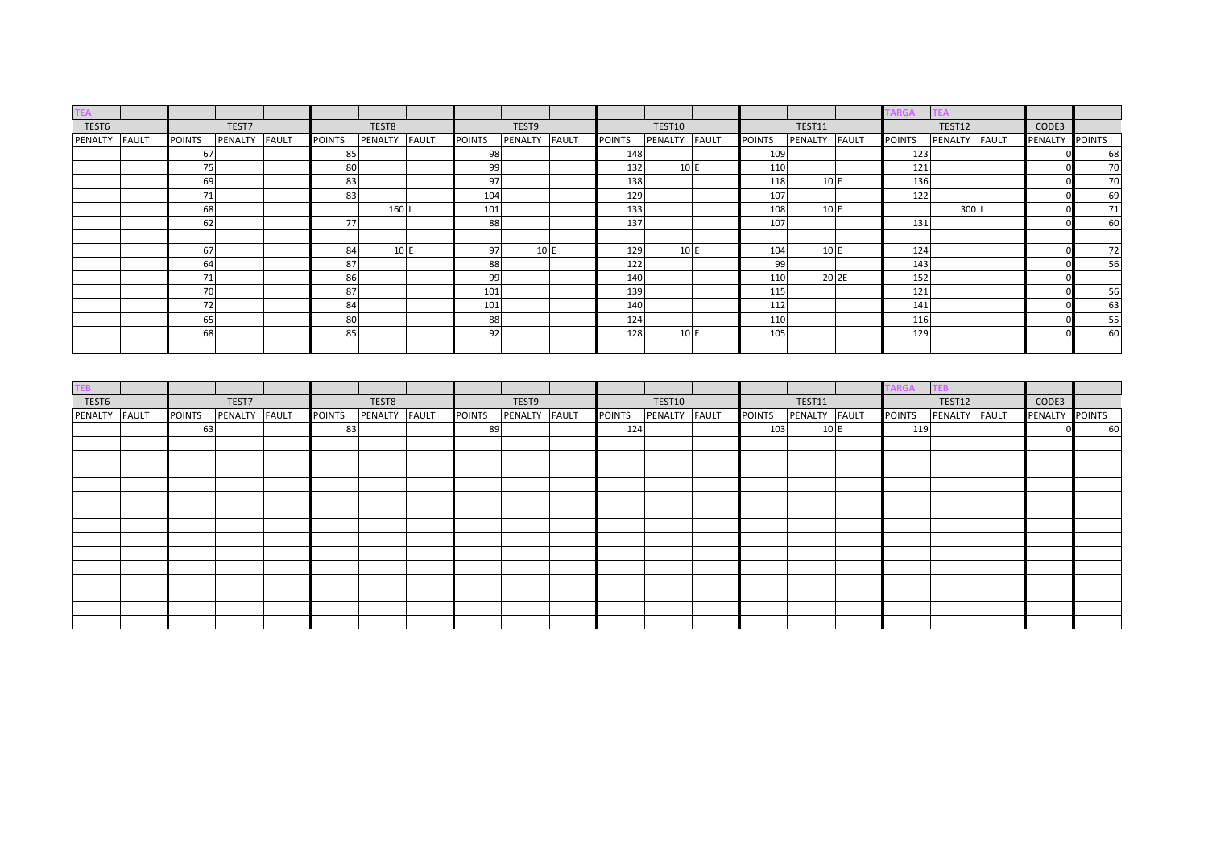| TEA | | | | | | | | | | | | | | | | | | TARGA | TEA | | | |
|---|---|---|---|---|---|---|---|---|---|---|---|---|---|---|---|---|---|---|---|---|---|---|
| TEST6 | | | TEST7 | | | TEST8 | | | TEST9 | | | TEST10 | | | TEST11 | | | | TEST12 | | CODE3 | |
| PENALTY | FAULT | POINTS | PENALTY | FAULT | POINTS | PENALTY | FAULT | POINTS | PENALTY | FAULT | POINTS | PENALTY | FAULT | POINTS | PENALTY | FAULT | POINTS | PENALTY | FAULT | PENALTY | POINTS |
| | | 67 | | | 85 | | | 98 | | | 148 | | | 109 | | | 123 | | | 0 | 68 |
| | | 75 | | | 80 | | | 99 | | | 132 | 10 | E | 110 | | | 121 | | | 0 | 70 |
| | | 69 | | | 83 | | | 97 | | | 138 | | | 118 | 10 | E | 136 | | | 0 | 70 |
| | | 71 | | | 83 | | | 104 | | | 129 | | | 107 | | | 122 | | | 0 | 69 |
| | | 68 | | | | 160 | L | 101 | | | 133 | | | 108 | 10 | E | | 300 | I | 0 | 71 |
| | | 62 | | | 77 | | | 88 | | | 137 | | | 107 | | | 131 | | | 0 | 60 |
| | | | | | | | | | | | | | | | | | | | | | |
| | | 67 | | | 84 | 10 | E | 97 | 10 | E | 129 | 10 | E | 104 | 10 | E | 124 | | | 0 | 72 |
| | | 64 | | | 87 | | | 88 | | | 122 | | | 99 | | | 143 | | | 0 | 56 |
| | | 71 | | | 86 | | | 99 | | | 140 | | | 110 | 20 | 2E | 152 | | | 0 | |
| | | 70 | | | 87 | | | 101 | | | 139 | | | 115 | | | 121 | | | 0 | 56 |
| | | 72 | | | 84 | | | 101 | | | 140 | | | 112 | | | 141 | | | 0 | 63 |
| | | 65 | | | 80 | | | 88 | | | 124 | | | 110 | | | 116 | | | 0 | 55 |
| | | 68 | | | 85 | | | 92 | | | 128 | 10 | E | 105 | | | 129 | | | 0 | 60 |
| | | | | | | | | | | | | | | | | | | | | | |

| TEB | | | | | | | | | | | | | | | | | | TARGA | TEB | | | |
|---|---|---|---|---|---|---|---|---|---|---|---|---|---|---|---|---|---|---|---|---|---|---|
| TEST6 | | | TEST7 | | | TEST8 | | | TEST9 | | | TEST10 | | | TEST11 | | | | TEST12 | | CODE3 | |
| PENALTY | FAULT | POINTS | PENALTY | FAULT | POINTS | PENALTY | FAULT | POINTS | PENALTY | FAULT | POINTS | PENALTY | FAULT | POINTS | PENALTY | FAULT | POINTS | PENALTY | FAULT | PENALTY | POINTS |
| | | 63 | | | 83 | | | 89 | | | 124 | | | 103 | 10 | E | 119 | | | 0 | 60 |
| | | | | | | | | | | | | | | | | | | | | | |
| | | | | | | | | | | | | | | | | | | | | | |
| | | | | | | | | | | | | | | | | | | | | | |
| | | | | | | | | | | | | | | | | | | | | | |
| | | | | | | | | | | | | | | | | | | | | | |
| | | | | | | | | | | | | | | | | | | | | | |
| | | | | | | | | | | | | | | | | | | | | | |
| | | | | | | | | | | | | | | | | | | | | | |
| | | | | | | | | | | | | | | | | | | | | | |
| | | | | | | | | | | | | | | | | | | | | | |
| | | | | | | | | | | | | | | | | | | | | | |
| | | | | | | | | | | | | | | | | | | | | | |
| | | | | | | | | | | | | | | | | | | | | | |
| | | | | | | | | | | | | | | | | | | | | | |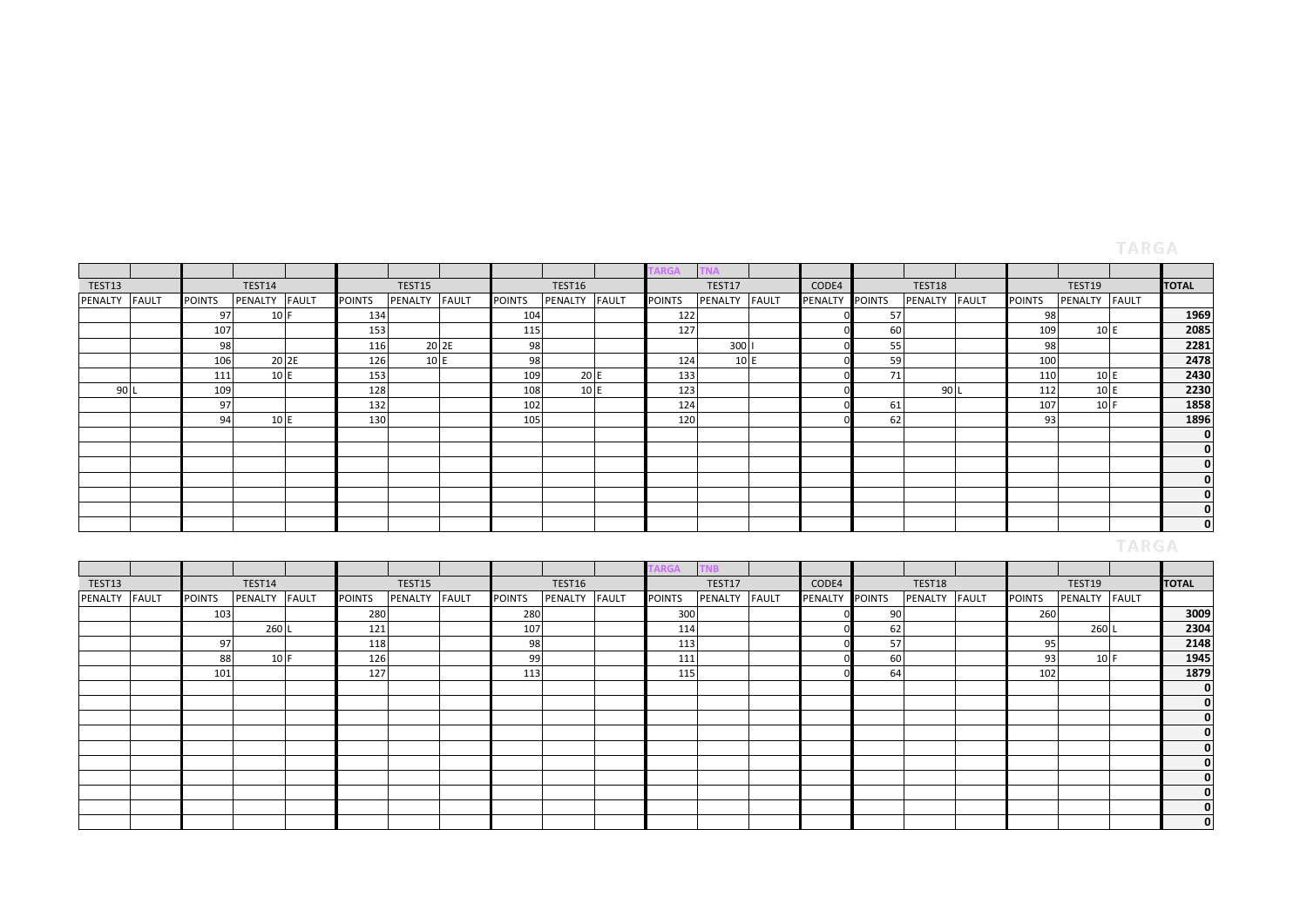| | | | | | | | | | | | | TARGA | TNA | | | | | | | | |
|---|---|---|---|---|---|---|---|---|---|---|---|---|---|---|---|---|---|---|---|---|---|
| TEST13 | | TEST14 | | | TEST15 | | | TEST16 | | | TEST17 | | | CODE4 | TEST18 | | | TEST19 | | | TOTAL |
| PENALTY | FAULT | POINTS | PENALTY | FAULT | POINTS | PENALTY | FAULT | POINTS | PENALTY | FAULT | POINTS | PENALTY | FAULT | PENALTY | POINTS | PENALTY | FAULT | POINTS | PENALTY | FAULT | |
| | | 97 | 10 | F | 134 | | | 104 | | | 122 | | | 0 | 57 | | | 98 | | | 1969 |
| | | 107 | | | 153 | | | 115 | | | 127 | | | 0 | 60 | | | 109 | 10 | E | 2085 |
| | | 98 | | | 116 | 20 | 2E | 98 | | | | 300 | I | 0 | 55 | | | 98 | | | 2281 |
| | | 106 | 20 | 2E | 126 | 10 | E | 98 | | | 124 | 10 | E | 0 | 59 | | | 100 | | | 2478 |
| | | 111 | 10 | E | 153 | | | 109 | 20 | E | 133 | | | 0 | 71 | | | 110 | 10 | E | 2430 |
| 90 | L | 109 | | | 128 | | | 108 | 10 | E | 123 | | | 0 | | 90 | L | 112 | 10 | E | 2230 |
| | | 97 | | | 132 | | | 102 | | | 124 | | | 0 | 61 | | | 107 | 10 | F | 1858 |
| | | 94 | 10 | E | 130 | | | 105 | | | 120 | | | 0 | 62 | | | 93 | | | 1896 |
| | | | | | | | | | | | | | | | | | | | | | 0 |
| | | | | | | | | | | | | | | | | | | | | | 0 |
| | | | | | | | | | | | | | | | | | | | | | 0 |
| | | | | | | | | | | | | | | | | | | | | | 0 |
| | | | | | | | | | | | | | | | | | | | | | 0 |
| | | | | | | | | | | | | | | | | | | | | | 0 |
| | | | | | | | | | | | | | | | | | | | | | 0 |

| | | | | | | | | | | | | TARGA | TNB | | | | | | | | |
|---|---|---|---|---|---|---|---|---|---|---|---|---|---|---|---|---|---|---|---|---|---|
| TEST13 | | TEST14 | | | TEST15 | | | TEST16 | | | TEST17 | | | CODE4 | TEST18 | | | TEST19 | | | TOTAL |
| PENALTY | FAULT | POINTS | PENALTY | FAULT | POINTS | PENALTY | FAULT | POINTS | PENALTY | FAULT | POINTS | PENALTY | FAULT | PENALTY | POINTS | PENALTY | FAULT | POINTS | PENALTY | FAULT | |
| | | 103 | | | 280 | | | 280 | | | 300 | | | 0 | 90 | | | 260 | | | 3009 |
| | | | 260 | L | 121 | | | 107 | | | 114 | | | 0 | 62 | | | | 260 | L | 2304 |
| | | 97 | | | 118 | | | 98 | | | 113 | | | 0 | 57 | | | 95 | | | 2148 |
| | | 88 | 10 | F | 126 | | | 99 | | | 111 | | | 0 | 60 | | | 93 | 10 | F | 1945 |
| | | 101 | | | 127 | | | 113 | | | 115 | | | 0 | 64 | | | 102 | | | 1879 |
| | | | | | | | | | | | | | | | | | | | | | 0 |
| | | | | | | | | | | | | | | | | | | | | | 0 |
| | | | | | | | | | | | | | | | | | | | | | 0 |
| | | | | | | | | | | | | | | | | | | | | | 0 |
| | | | | | | | | | | | | | | | | | | | | | 0 |
| | | | | | | | | | | | | | | | | | | | | | 0 |
| | | | | | | | | | | | | | | | | | | | | | 0 |
| | | | | | | | | | | | | | | | | | | | | | 0 |
| | | | | | | | | | | | | | | | | | | | | | 0 |
| | | | | | | | | | | | | | | | | | | | | | 0 |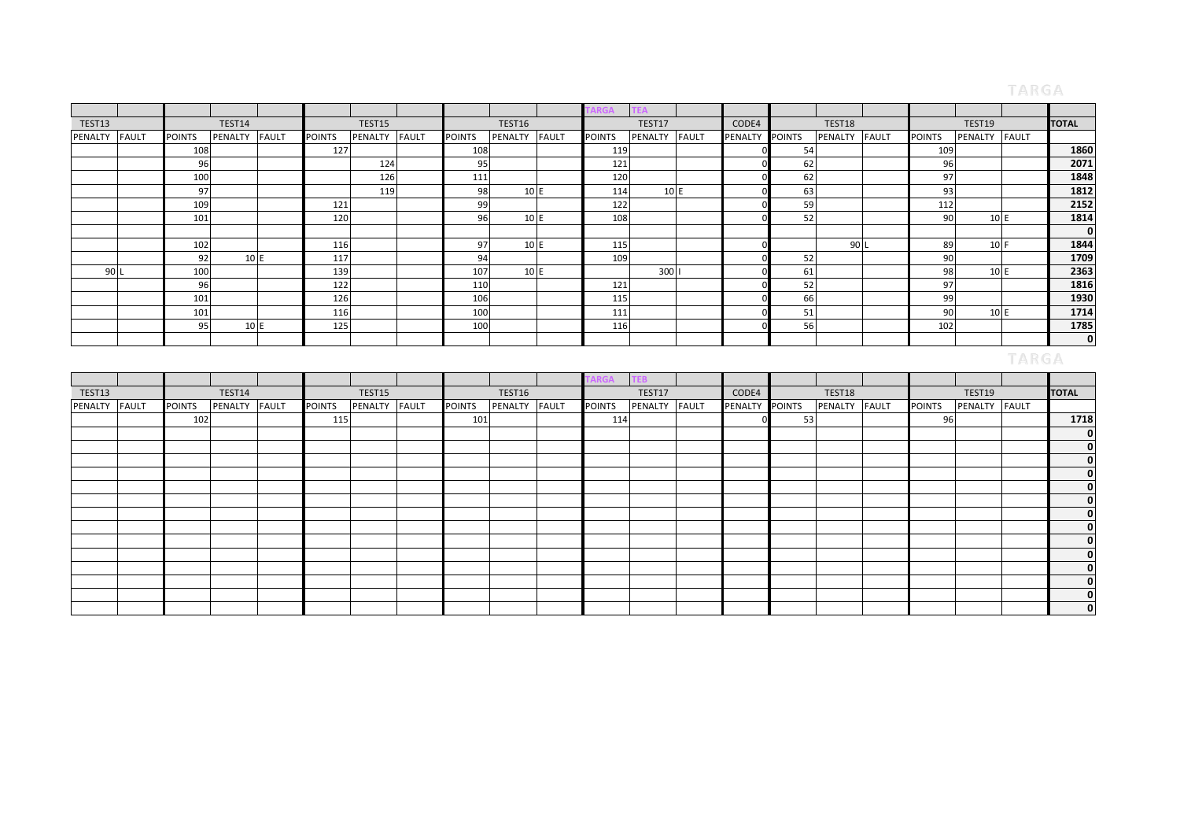TARGA

| | | | | | | | | | | | | TARGA | TEA | | | | | | | | |
|---|---|---|---|---|---|---|---|---|---|---|---|---|---|---|---|---|---|---|---|---|---|
| TEST13 | | TEST14 | | | TEST15 | | | TEST16 | | | TEST17 | | | CODE4 | TEST18 | | | TEST19 | | | TOTAL |
| PENALTY | FAULT | POINTS | PENALTY | FAULT | POINTS | PENALTY | FAULT | POINTS | PENALTY | FAULT | POINTS | PENALTY | FAULT | PENALTY | POINTS | PENALTY | FAULT | POINTS | PENALTY | FAULT | |
| | | 108 | | | 127 | | | 108 | | | 119 | | | 0 | 54 | | | 109 | | | 1860 |
| | | 96 | | | | 124 | | 95 | | | 121 | | | 0 | 62 | | | 96 | | | 2071 |
| | | 100 | | | | 126 | | 111 | | | 120 | | | 0 | 62 | | | 97 | | | 1848 |
| | | 97 | | | | 119 | | 98 | 10 | E | 114 | 10 | E | 0 | 63 | | | 93 | | | 1812 |
| | | 109 | | | 121 | | | 99 | | | 122 | | | 0 | 59 | | | 112 | | | 2152 |
| | | 101 | | | 120 | | | 96 | 10 | E | 108 | | | 0 | 52 | | | 90 | 10 | E | 1814 |
| | | | | | | | | | | | | | | | | | | | | | 0 |
| | | 102 | | | 116 | | | 97 | 10 | E | 115 | | | 0 | | 90 | L | 89 | 10 | F | 1844 |
| | | 92 | 10 | E | 117 | | | 94 | | | 109 | | | 0 | 52 | | | 90 | | | 1709 |
| 90 | L | 100 | | | 139 | | | 107 | 10 | E | | 300 | I | 0 | 61 | | | 98 | 10 | E | 2363 |
| | | 96 | | | 122 | | | 110 | | | 121 | | | 0 | 52 | | | 97 | | | 1816 |
| | | 101 | | | 126 | | | 106 | | | 115 | | | 0 | 66 | | | 99 | | | 1930 |
| | | 101 | | | 116 | | | 100 | | | 111 | | | 0 | 51 | | | 90 | 10 | E | 1714 |
| | | 95 | 10 | E | 125 | | | 100 | | | 116 | | | 0 | 56 | | | 102 | | | 1785 |
| | | | | | | | | | | | | | | | | | | | | | 0 |

TARGA

| | | | | | | | | | | | | TARGA | TEB | | | | | | | | |
|---|---|---|---|---|---|---|---|---|---|---|---|---|---|---|---|---|---|---|---|---|---|
| TEST13 | | TEST14 | | | TEST15 | | | TEST16 | | | TEST17 | | | CODE4 | TEST18 | | | TEST19 | | | TOTAL |
| PENALTY | FAULT | POINTS | PENALTY | FAULT | POINTS | PENALTY | FAULT | POINTS | PENALTY | FAULT | POINTS | PENALTY | FAULT | PENALTY | POINTS | PENALTY | FAULT | POINTS | PENALTY | FAULT | |
| | | 102 | | | 115 | | | 101 | | | 114 | | | 0 | 53 | | | 96 | | | 1718 |
| | | | | | | | | | | | | | | | | | | | | | 0 |
| | | | | | | | | | | | | | | | | | | | | | 0 |
| | | | | | | | | | | | | | | | | | | | | | 0 |
| | | | | | | | | | | | | | | | | | | | | | 0 |
| | | | | | | | | | | | | | | | | | | | | | 0 |
| | | | | | | | | | | | | | | | | | | | | | 0 |
| | | | | | | | | | | | | | | | | | | | | | 0 |
| | | | | | | | | | | | | | | | | | | | | | 0 |
| | | | | | | | | | | | | | | | | | | | | | 0 |
| | | | | | | | | | | | | | | | | | | | | | 0 |
| | | | | | | | | | | | | | | | | | | | | | 0 |
| | | | | | | | | | | | | | | | | | | | | | 0 |
| | | | | | | | | | | | | | | | | | | | | | 0 |
| | | | | | | | | | | | | | | | | | | | | | 0 |